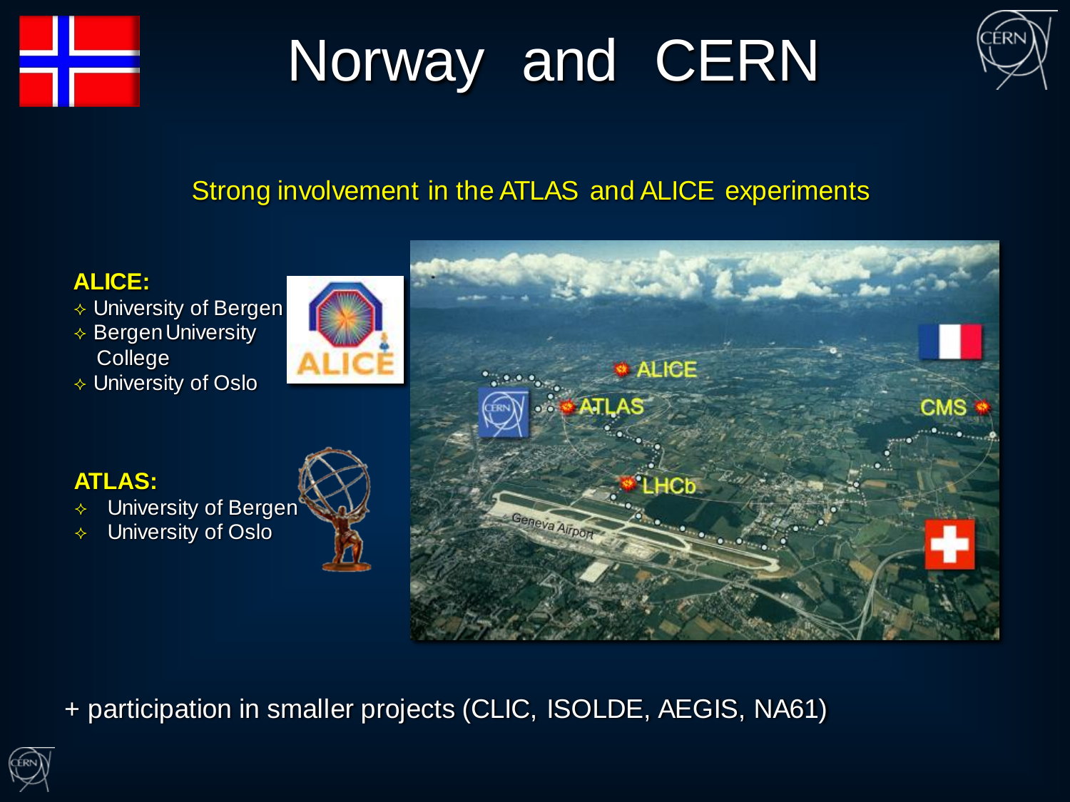# Norway and CERN

Strong involvement in the ATLAS and ALICE experiments

**ALICE:**

- ✧ University of Bergen
- ✧ Bergen University College
- ✧ University of Oslo

**ATLAS:**

- ✧ University of Bergen
- ✧ University of Oslo

+ participation in smaller projects (CLIC, ISOLDE, AEGIS, NA61)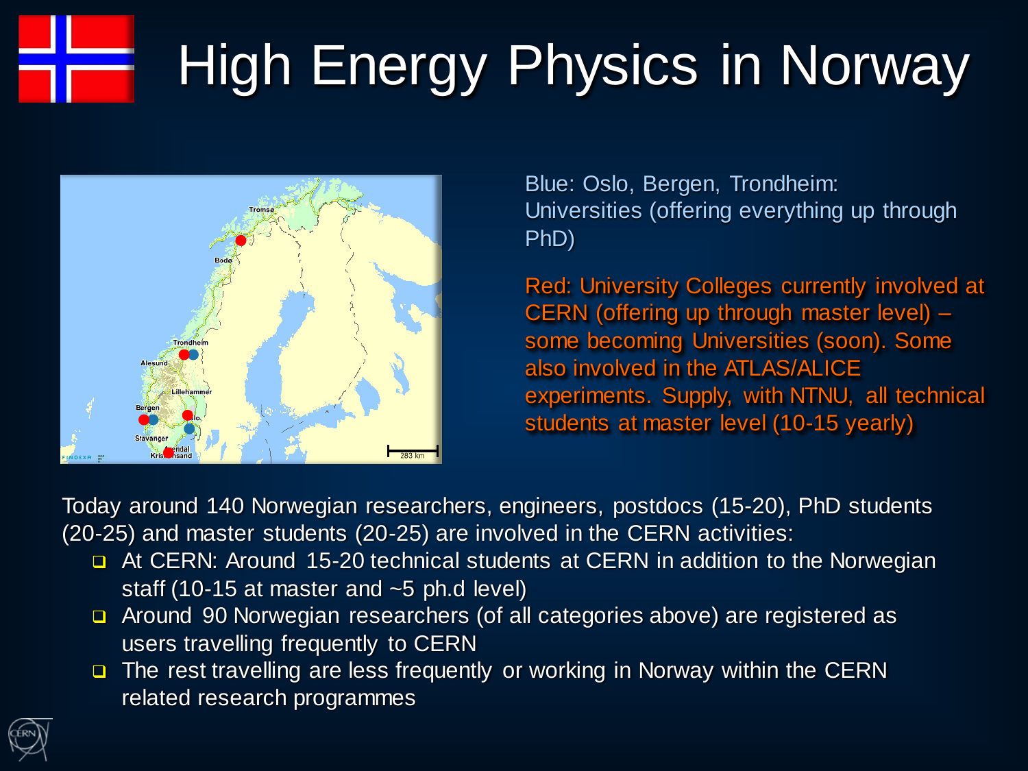# High Energy Physics in Norway

Blue: Oslo, Bergen, Trondheim: Universities (offering everything up through PhD)

Red: University Colleges currently involved at CERN (offering up through master level) – some becoming Universities (soon). Some also involved in the ATLAS/ALICE experiments. Supply, with NTNU, all technical students at master level (10-15 yearly)

Today around 140 Norwegian researchers, engineers, postdocs (15-20), PhD students (20-25) and master students (20-25) are involved in the CERN activities:

- At CERN: Around 15-20 technical students at CERN in addition to the Norwegian staff (10-15 at master and ~5 ph.d level)
- Around 90 Norwegian researchers (of all categories above) are registered as users travelling frequently to CERN
- The rest travelling are less frequently or working in Norway within the CERN related research programmes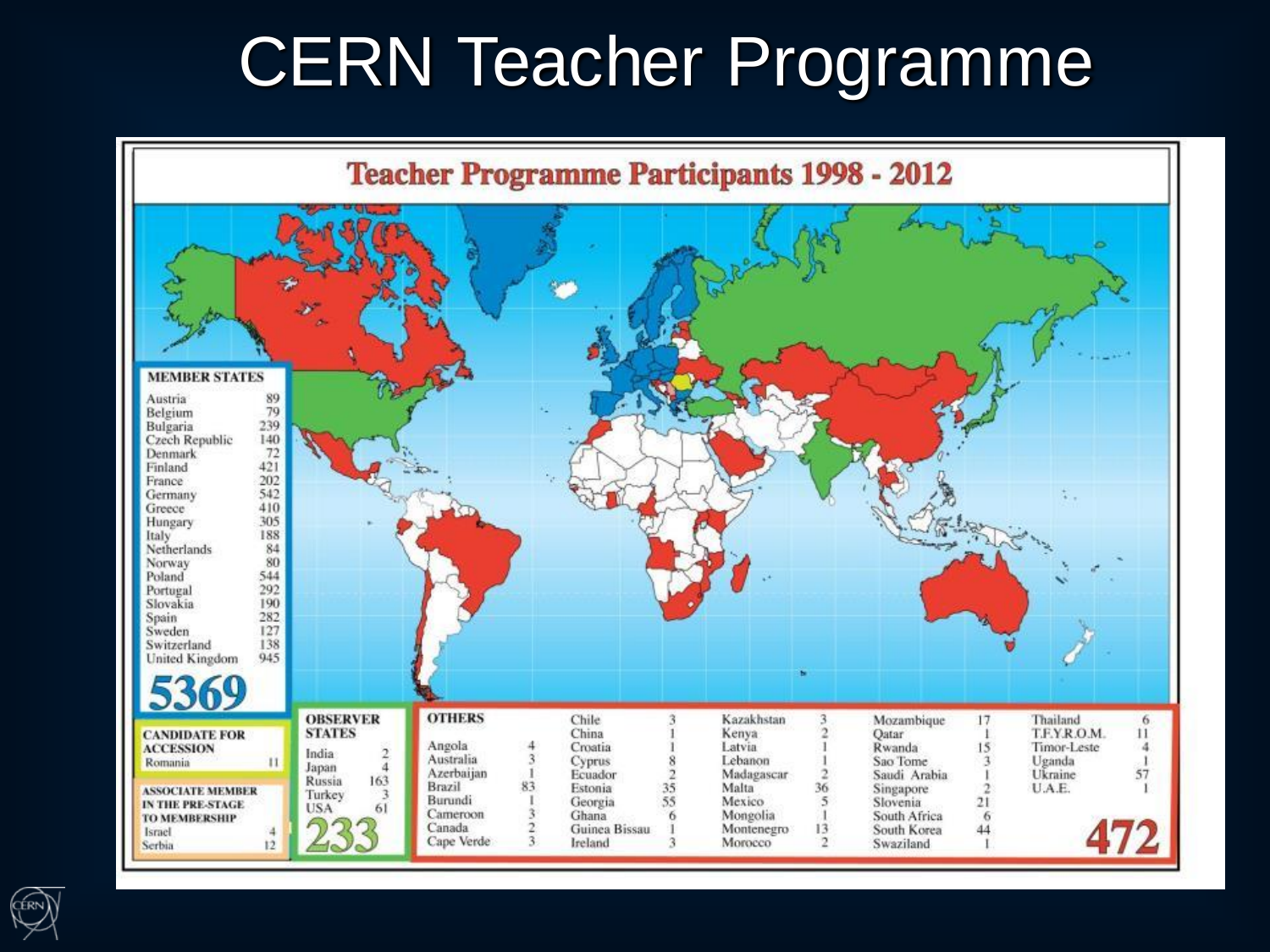# CERN Teacher Programme

## Teacher Programme Participants 1998 - 2012

**MEMBER STATES**

| Country | Participants |
| --- | --- |
| Austria | 89 |
| Belgium | 79 |
| Bulgaria | 239 |
| Czech Republic | 140 |
| Denmark | 72 |
| Finland | 421 |
| France | 202 |
| Germany | 542 |
| Greece | 410 |
| Hungary | 305 |
| Italy | 188 |
| Netherlands | 84 |
| Norway | 80 |
| Poland | 544 |
| Portugal | 292 |
| Slovakia | 190 |
| Spain | 282 |
| Sweden | 127 |
| Switzerland | 138 |
| United Kingdom | 945 |

**5369**

**CANDIDATE FOR ACCESSION**

| Country | Participants |
| --- | --- |
| Romania | 11 |

**ASSOCIATE MEMBER IN THE PRE-STAGE TO MEMBERSHIP**

| Country | Participants |
| --- | --- |
| Israel | 4 |
| Serbia | 12 |

**OBSERVER STATES**

| Country | Participants |
| --- | --- |
| India | 2 |
| Japan | 4 |
| Russia | 163 |
| Turkey | 3 |
| USA | 61 |

**233**

**OTHERS**

| Country | Participants |
| --- | --- |
| Angola | 4 |
| Australia | 3 |
| Azerbaijan | 1 |
| Brazil | 83 |
| Burundi | 1 |
| Cameroon | 3 |
| Canada | 2 |
| Cape Verde | 3 |
| Chile | 3 |
| China | 1 |
| Croatia | 1 |
| Cyprus | 8 |
| Ecuador | 2 |
| Estonia | 35 |
| Georgia | 55 |
| Ghana | 6 |
| Guinea Bissau | 1 |
| Ireland | 3 |
| Kazakhstan | 3 |
| Kenya | 2 |
| Latvia | 1 |
| Lebanon | 1 |
| Madagascar | 2 |
| Malta | 36 |
| Mexico | 5 |
| Mongolia | 1 |
| Montenegro | 13 |
| Morocco | 2 |
| Mozambique | 17 |
| Qatar | 1 |
| Rwanda | 15 |
| Sao Tome | 3 |
| Saudi Arabia | 1 |
| Singapore | 2 |
| Slovenia | 21 |
| South Africa | 6 |
| South Korea | 44 |
| Swaziland | 1 |
| Thailand | 6 |
| T.F.Y.R.O.M. | 11 |
| Timor-Leste | 4 |
| Uganda | 1 |
| Ukraine | 57 |
| U.A.E. | 1 |

**472**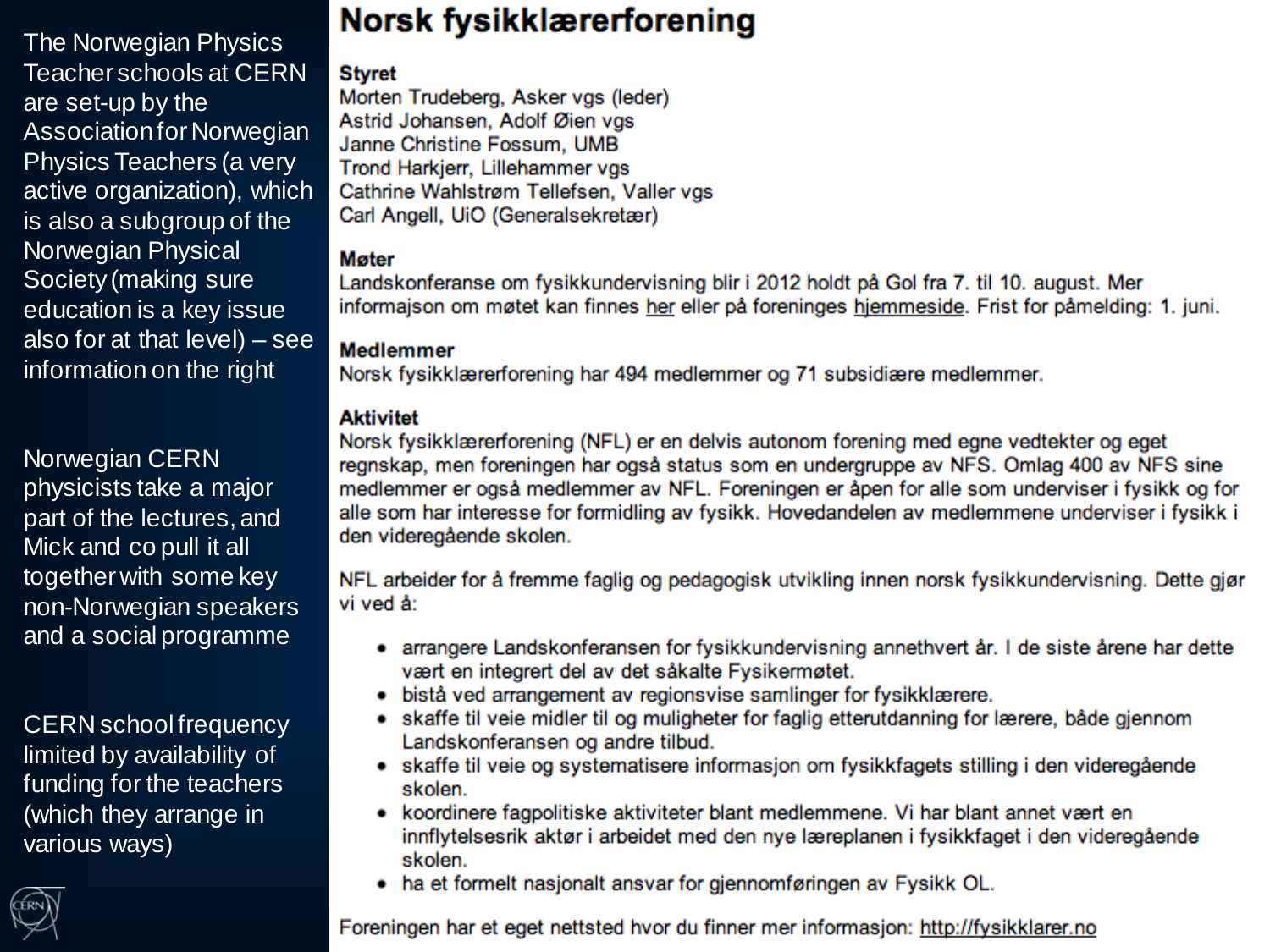The Norwegian Physics Teacher schools at CERN are set-up by the Association for Norwegian Physics Teachers (a very active organization), which is also a subgroup of the Norwegian Physical Society (making sure education is a key issue also for at that level) – see information on the right

Norwegian CERN physicists take a major part of the lectures, and Mick and co pull it all together with some key non-Norwegian speakers and a social programme

CERN school frequency limited by availability of funding for the teachers (which they arrange in various ways)

# Norsk fysikklærerforening

**Styret**
Morten Trudeberg, Asker vgs (leder)
Astrid Johansen, Adolf Øien vgs
Janne Christine Fossum, UMB
Trond Harkjerr, Lillehammer vgs
Cathrine Wahlstrøm Tellefsen, Valler vgs
Carl Angell, UiO (Generalsekretær)

**Møter**
Landskonferanse om fysikkundervisning blir i 2012 holdt på Gol fra 7. til 10. august. Mer informasjon om møtet kan finnes her eller på foreninges hjemmeside. Frist for påmelding: 1. juni.

**Medlemmer**
Norsk fysikklærerforening har 494 medlemmer og 71 subsidiære medlemmer.

**Aktivitet**
Norsk fysikklærerforening (NFL) er en delvis autonom forening med egne vedtekter og eget regnskap, men foreningen har også status som en undergruppe av NFS. Omlag 400 av NFS sine medlemmer er også medlemmer av NFL. Foreningen er åpen for alle som underviser i fysikk og for alle som har interesse for formidling av fysikk. Hovedandelen av medlemmene underviser i fysikk i den videregående skolen.

NFL arbeider for å fremme faglig og pedagogisk utvikling innen norsk fysikkundervisning. Dette gjør vi ved å:

- arrangere Landskonferansen for fysikkundervisning annethvert år. I de siste årene har dette vært en integrert del av det såkalte Fysikermøtet.
- bistå ved arrangement av regionsvise samlinger for fysikklærere.
- skaffe til veie midler til og muligheter for faglig etterutdanning for lærere, både gjennom Landskonferansen og andre tilbud.
- skaffe til veie og systematisere informasjon om fysikkfagets stilling i den videregående skolen.
- koordinere fagpolitiske aktiviteter blant medlemmene. Vi har blant annet vært en innflytelsesrik aktør i arbeidet med den nye læreplanen i fysikkfaget i den videregående skolen.
- ha et formelt nasjonalt ansvar for gjennomføringen av Fysikk OL.

Foreningen har et eget nettsted hvor du finner mer informasjon: http://fysikklarer.no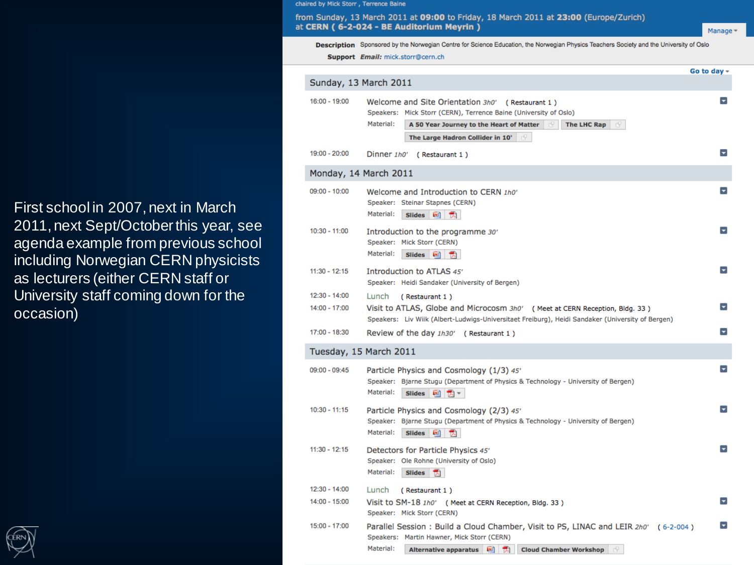First school in 2007, next in March 2011, next Sept/October this year, see agenda example from previous school including Norwegian CERN physicists as lecturers (either CERN staff or University staff coming down for the occasion)

chaired by Mick Storr , Terrence Baine

from Sunday, 13 March 2011 at **09:00** to Friday, 18 March 2011 at **23:00** (Europe/Zurich)
at **CERN ( 6-2-024 - BE Auditorium Meyrin )**

**Description** Sponsored by the Norwegian Centre for Science Education, the Norwegian Physics Teachers Society and the University of Oslo

**Support** ***Email:*** mick.storr@cern.ch

## Sunday, 13 March 2011

**16:00 - 19:00** Welcome and Site Orientation *3h0'* ( Restaurant 1 )
Speakers: Mick Storr (CERN), Terrence Baine (University of Oslo)
Material: A 50 Year Journey to the Heart of Matter | The LHC Rap | The Large Hadron Collider in 10'

**19:00 - 20:00** Dinner *1h0'* ( Restaurant 1 )

## Monday, 14 March 2011

**09:00 - 10:00** Welcome and Introduction to CERN *1h0'*
Speaker: Steinar Stapnes (CERN)
Material: Slides

**10:30 - 11:00** Introduction to the programme *30'*
Speaker: Mick Storr (CERN)
Material: Slides

**11:30 - 12:15** Introduction to ATLAS *45'*
Speaker: Heidi Sandaker (University of Bergen)

**12:30 - 14:00** Lunch ( Restaurant 1 )

**14:00 - 17:00** Visit to ATLAS, Globe and Microcosm *3h0'* ( Meet at CERN Reception, Bldg. 33 )
Speakers: Liv Wiik (Albert-Ludwigs-Universitaet Freiburg), Heidi Sandaker (University of Bergen)

**17:00 - 18:30** Review of the day *1h30'* ( Restaurant 1 )

## Tuesday, 15 March 2011

**09:00 - 09:45** Particle Physics and Cosmology (1/3) *45'*
Speaker: Bjarne Stugu (Department of Physics & Technology - University of Bergen)
Material: Slides

**10:30 - 11:15** Particle Physics and Cosmology (2/3) *45'*
Speaker: Bjarne Stugu (Department of Physics & Technology - University of Bergen)
Material: Slides

**11:30 - 12:15** Detectors for Particle Physics *45'*
Speaker: Ole Rohne (University of Oslo)
Material: Slides

**12:30 - 14:00** Lunch ( Restaurant 1 )

**14:00 - 15:00** Visit to SM-18 *1h0'* ( Meet at CERN Reception, Bldg. 33 )
Speaker: Mick Storr (CERN)

**15:00 - 17:00** Parallel Session : Build a Cloud Chamber, Visit to PS, LINAC and LEIR *2h0'* ( 6-2-004 )
Speakers: Martin Hawner, Mick Storr (CERN)
Material: Alternative apparatus | Cloud Chamber Workshop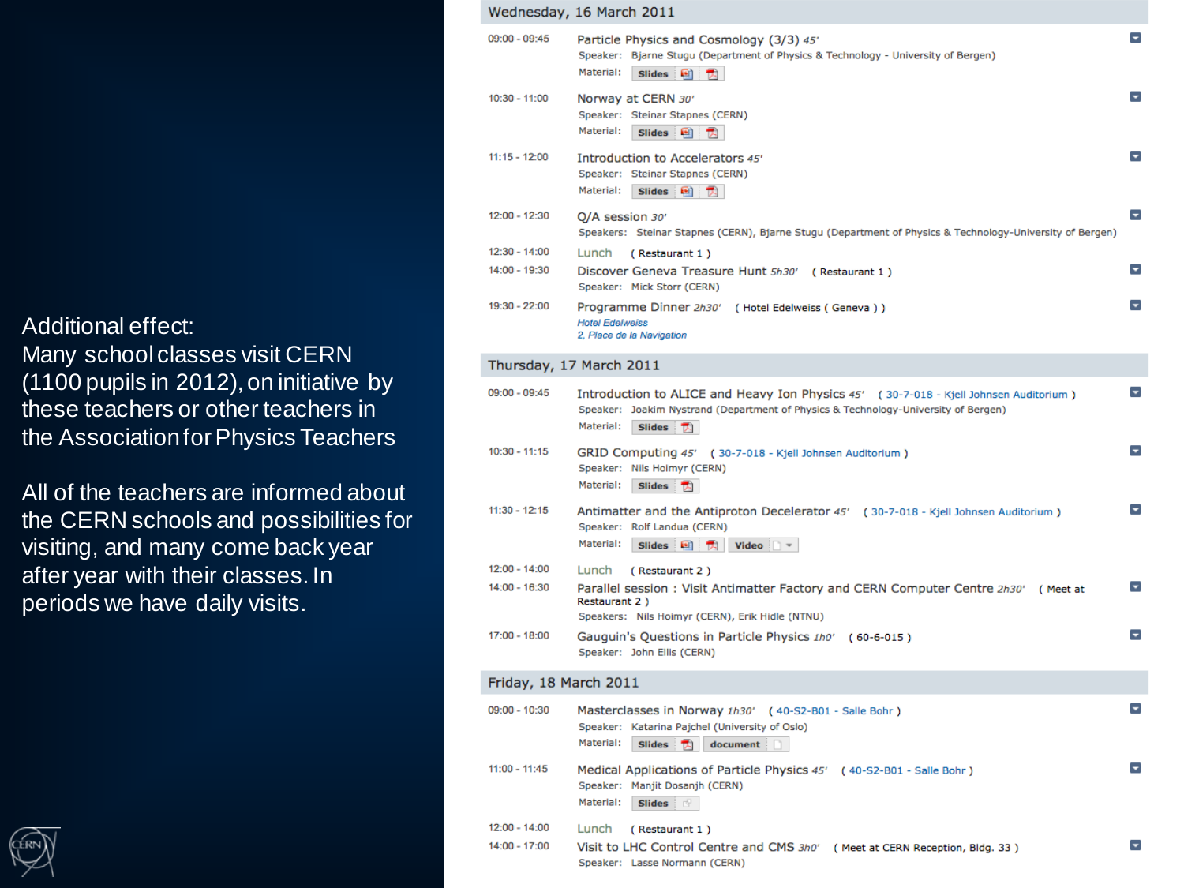Additional effect:
Many school classes visit CERN (1100 pupils in 2012), on initiative by these teachers or other teachers in the Association for Physics Teachers

All of the teachers are informed about the CERN schools and possibilities for visiting, and many come back year after year with their classes. In periods we have daily visits.

## Wednesday, 16 March 2011

**09:00 - 09:45** Particle Physics and Cosmology (3/3) *45'*
Speaker: Bjarne Stugu (Department of Physics & Technology - University of Bergen)
Material: Slides

**10:30 - 11:00** Norway at CERN *30'*
Speaker: Steinar Stapnes (CERN)
Material: Slides

**11:15 - 12:00** Introduction to Accelerators *45'*
Speaker: Steinar Stapnes (CERN)
Material: Slides

**12:00 - 12:30** Q/A session *30'*
Speakers: Steinar Stapnes (CERN), Bjarne Stugu (Department of Physics & Technology-University of Bergen)

**12:30 - 14:00** Lunch ( Restaurant 1 )

**14:00 - 19:30** Discover Geneva Treasure Hunt *5h30'* ( Restaurant 1 )
Speaker: Mick Storr (CERN)

**19:30 - 22:00** Programme Dinner *2h30'* ( Hotel Edelweiss ( Geneva ) )
*Hotel Edelweiss*
*2, Place de la Navigation*

## Thursday, 17 March 2011

**09:00 - 09:45** Introduction to ALICE and Heavy Ion Physics *45'* ( 30-7-018 - Kjell Johnsen Auditorium )
Speaker: Joakim Nystrand (Department of Physics & Technology-University of Bergen)
Material: Slides

**10:30 - 11:15** GRID Computing *45'* ( 30-7-018 - Kjell Johnsen Auditorium )
Speaker: Nils Hoimyr (CERN)
Material: Slides

**11:30 - 12:15** Antimatter and the Antiproton Decelerator *45'* ( 30-7-018 - Kjell Johnsen Auditorium )
Speaker: Rolf Landua (CERN)
Material: Slides, Video

**12:00 - 14:00** Lunch ( Restaurant 2 )

**14:00 - 16:30** Parallel session : Visit Antimatter Factory and CERN Computer Centre *2h30'* ( Meet at Restaurant 2 )
Speakers: Nils Hoimyr (CERN), Erik Hidle (NTNU)

**17:00 - 18:00** Gauguin's Questions in Particle Physics *1h0'* ( 60-6-015 )
Speaker: John Ellis (CERN)

## Friday, 18 March 2011

**09:00 - 10:30** Masterclasses in Norway *1h30'* ( 40-S2-B01 - Salle Bohr )
Speaker: Katarina Pajchel (University of Oslo)
Material: Slides, document

**11:00 - 11:45** Medical Applications of Particle Physics *45'* ( 40-S2-B01 - Salle Bohr )
Speaker: Manjit Dosanjh (CERN)
Material: Slides

**12:00 - 14:00** Lunch ( Restaurant 1 )

**14:00 - 17:00** Visit to LHC Control Centre and CMS *3h0'* ( Meet at CERN Reception, Bldg. 33 )
Speaker: Lasse Normann (CERN)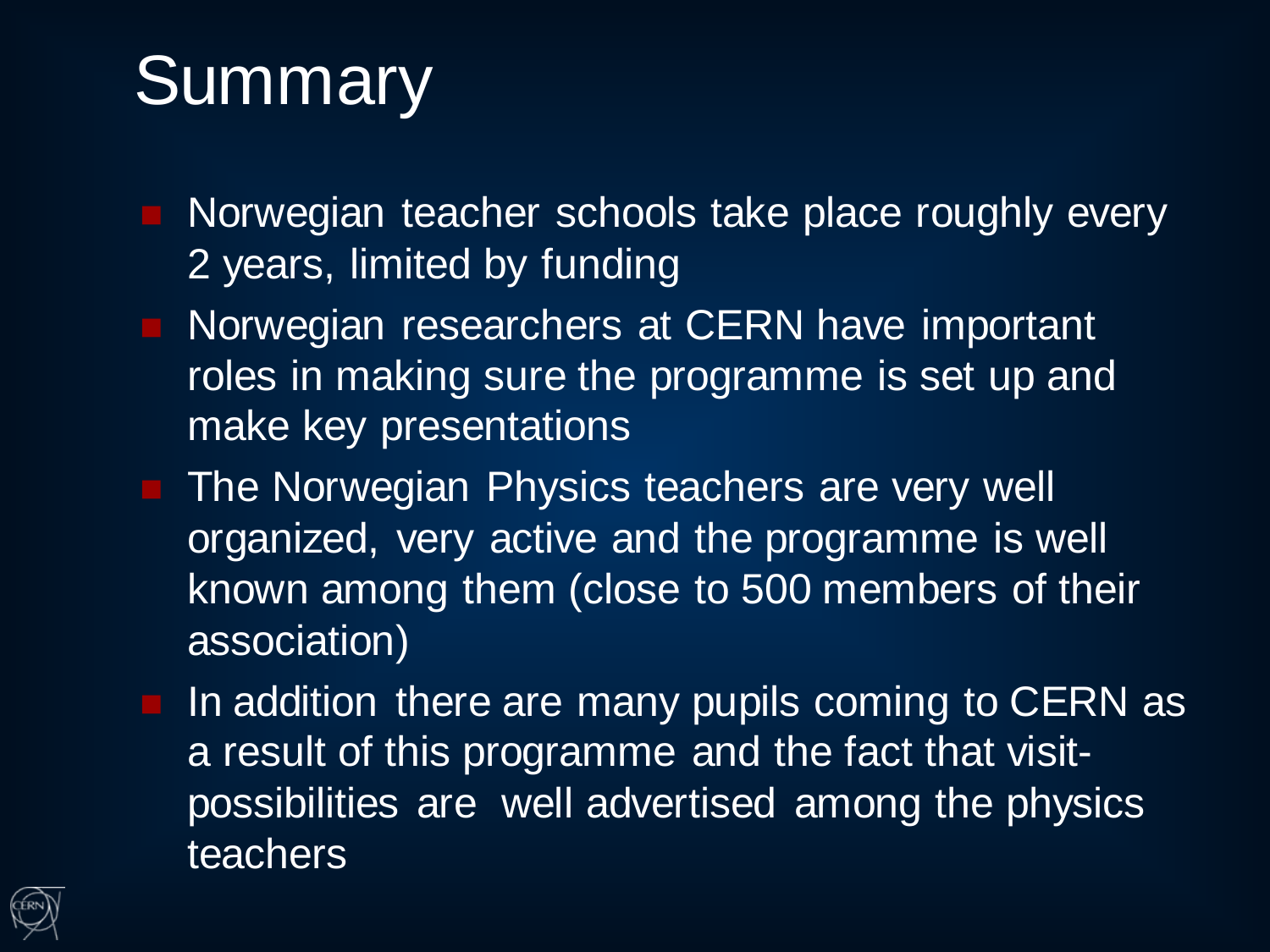# Summary

- Norwegian teacher schools take place roughly every 2 years, limited by funding
- Norwegian researchers at CERN have important roles in making sure the programme is set up and make key presentations
- The Norwegian Physics teachers are very well organized, very active and the programme is well known among them (close to 500 members of their association)
- In addition there are many pupils coming to CERN as a result of this programme and the fact that visit-possibilities are well advertised among the physics teachers